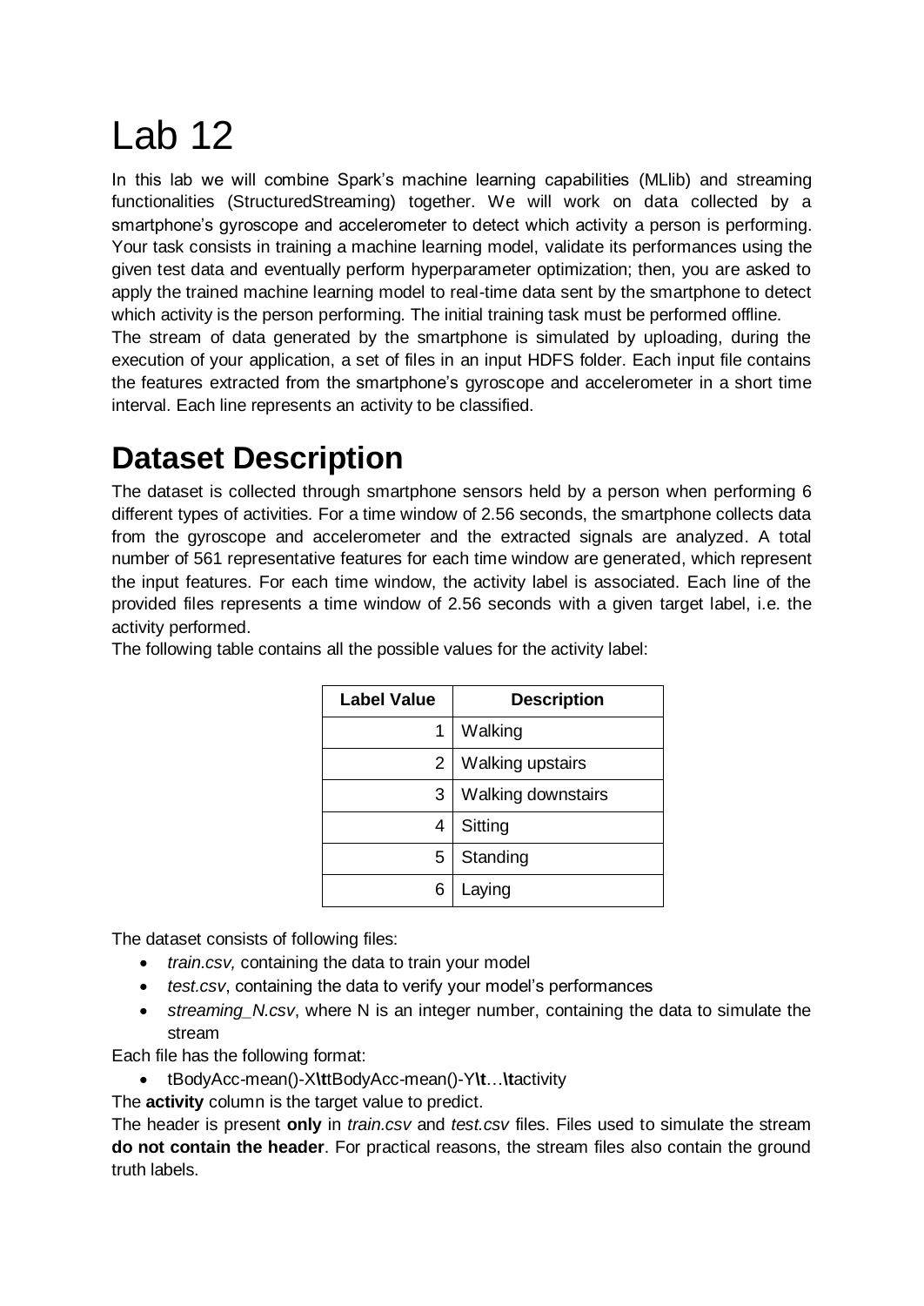# Lab 12

In this lab we will combine Spark's machine learning capabilities (MLlib) and streaming functionalities (StructuredStreaming) together. We will work on data collected by a smartphone's gyroscope and accelerometer to detect which activity a person is performing. Your task consists in training a machine learning model, validate its performances using the given test data and eventually perform hyperparameter optimization; then, you are asked to apply the trained machine learning model to real-time data sent by the smartphone to detect which activity is the person performing. The initial training task must be performed offline.

The stream of data generated by the smartphone is simulated by uploading, during the execution of your application, a set of files in an input HDFS folder. Each input file contains the features extracted from the smartphone's gyroscope and accelerometer in a short time interval. Each line represents an activity to be classified.

# Dataset Description

The dataset is collected through smartphone sensors held by a person when performing 6 different types of activities. For a time window of 2.56 seconds, the smartphone collects data from the gyroscope and accelerometer and the extracted signals are analyzed. A total number of 561 representative features for each time window are generated, which represent the input features. For each time window, the activity label is associated. Each line of the provided files represents a time window of 2.56 seconds with a given target label, i.e. the activity performed.

The following table contains all the possible values for the activity label:

| Label Value | Description |
|---:|---|
| 1 | Walking |
| 2 | Walking upstairs |
| 3 | Walking downstairs |
| 4 | Sitting |
| 5 | Standing |
| 6 | Laying |

The dataset consists of following files:

- *train.csv,* containing the data to train your model
- *test.csv*, containing the data to verify your model's performances
- *streaming_N.csv*, where N is an integer number, containing the data to simulate the stream

Each file has the following format:

- tBodyAcc-mean()-X**\t**tBodyAcc-mean()-Y**\t**…**\t**activity

The **activity** column is the target value to predict.

The header is present **only** in *train.csv* and *test.csv* files. Files used to simulate the stream **do not contain the header**. For practical reasons, the stream files also contain the ground truth labels.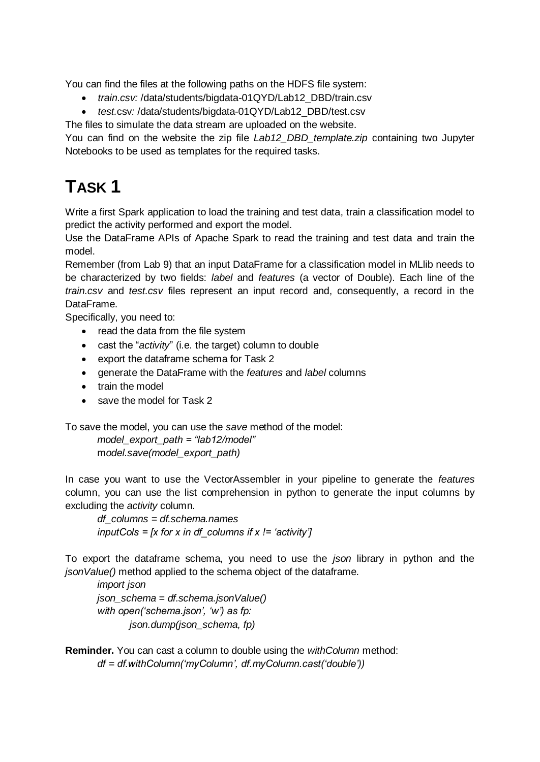You can find the files at the following paths on the HDFS file system:

- *train.csv:* /data/students/bigdata-01QYD/Lab12_DBD/train.csv
- *test.*csv*:* /data/students/bigdata-01QYD/Lab12_DBD/test.csv

The files to simulate the data stream are uploaded on the website.

You can find on the website the zip file *Lab12_DBD_template.zip* containing two Jupyter Notebooks to be used as templates for the required tasks.

# TASK 1

Write a first Spark application to load the training and test data, train a classification model to predict the activity performed and export the model.

Use the DataFrame APIs of Apache Spark to read the training and test data and train the model.

Remember (from Lab 9) that an input DataFrame for a classification model in MLlib needs to be characterized by two fields: *label* and *features* (a vector of Double). Each line of the *train.csv* and *test.csv* files represent an input record and, consequently, a record in the DataFrame.

Specifically, you need to:

- read the data from the file system
- cast the "*activity*" (i.e. the target) column to double
- export the dataframe schema for Task 2
- generate the DataFrame with the *features* and *label* columns
- train the model
- save the model for Task 2

To save the model, you can use the *save* method of the model:

```
model_export_path = "lab12/model"
model.save(model_export_path)
```

In case you want to use the VectorAssembler in your pipeline to generate the *features* column, you can use the list comprehension in python to generate the input columns by excluding the *activity* column.

```
df_columns = df.schema.names
inputCols = [x for x in df_columns if x != 'activity']
```

To export the dataframe schema, you need to use the *json* library in python and the *jsonValue()* method applied to the schema object of the dataframe.

```
import json
json_schema = df.schema.jsonValue()
with open('schema.json', 'w') as fp:
    json.dump(json_schema, fp)
```

**Reminder.** You can cast a column to double using the *withColumn* method:

```
df = df.withColumn('myColumn', df.myColumn.cast('double'))
```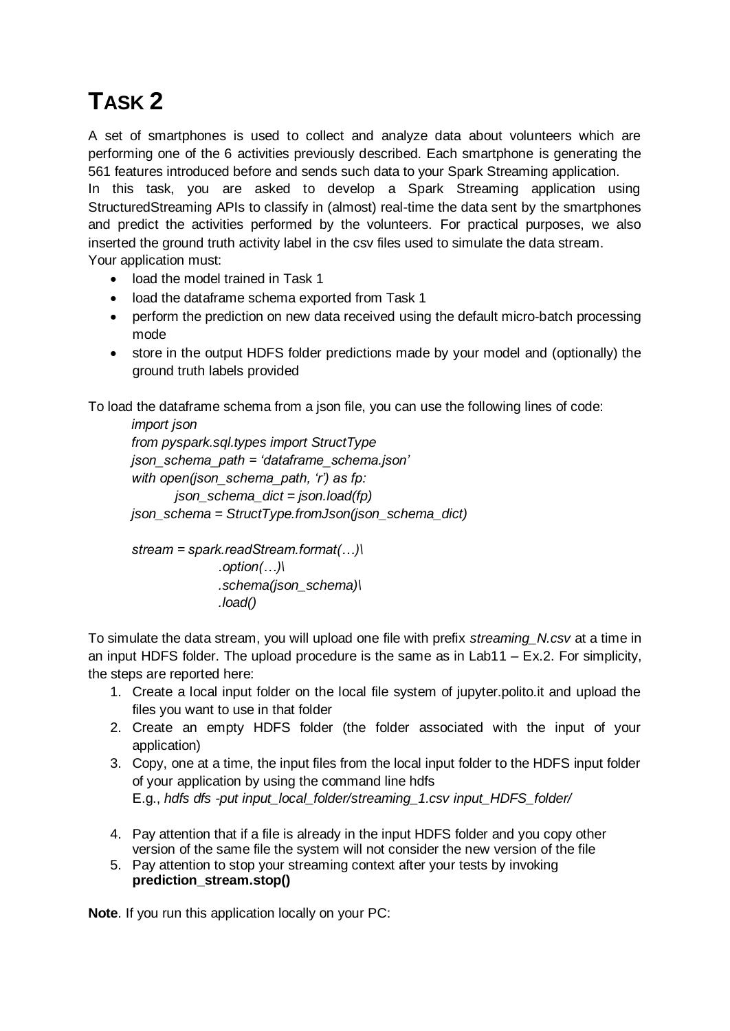# TASK 2

A set of smartphones is used to collect and analyze data about volunteers which are performing one of the 6 activities previously described. Each smartphone is generating the 561 features introduced before and sends such data to your Spark Streaming application.
In this task, you are asked to develop a Spark Streaming application using StructuredStreaming APIs to classify in (almost) real-time the data sent by the smartphones and predict the activities performed by the volunteers. For practical purposes, we also inserted the ground truth activity label in the csv files used to simulate the data stream.
Your application must:

- load the model trained in Task 1
- load the dataframe schema exported from Task 1
- perform the prediction on new data received using the default micro-batch processing mode
- store in the output HDFS folder predictions made by your model and (optionally) the ground truth labels provided

To load the dataframe schema from a json file, you can use the following lines of code:

```
import json
from pyspark.sql.types import StructType
json_schema_path = 'dataframe_schema.json'
with open(json_schema_path, 'r') as fp:
    json_schema_dict = json.load(fp)
json_schema = StructType.fromJson(json_schema_dict)

stream = spark.readStream.format(…)\
        .option(…)\
        .schema(json_schema)\
        .load()
```

To simulate the data stream, you will upload one file with prefix *streaming_N.csv* at a time in an input HDFS folder. The upload procedure is the same as in Lab11 – Ex.2. For simplicity, the steps are reported here:

1. Create a local input folder on the local file system of jupyter.polito.it and upload the files you want to use in that folder
2. Create an empty HDFS folder (the folder associated with the input of your application)
3. Copy, one at a time, the input files from the local input folder to the HDFS input folder of your application by using the command line hdfs
   E.g., *hdfs dfs -put input_local_folder/streaming_1.csv input_HDFS_folder/*
4. Pay attention that if a file is already in the input HDFS folder and you copy other version of the same file the system will not consider the new version of the file
5. Pay attention to stop your streaming context after your tests by invoking **prediction_stream.stop()**

**Note**. If you run this application locally on your PC: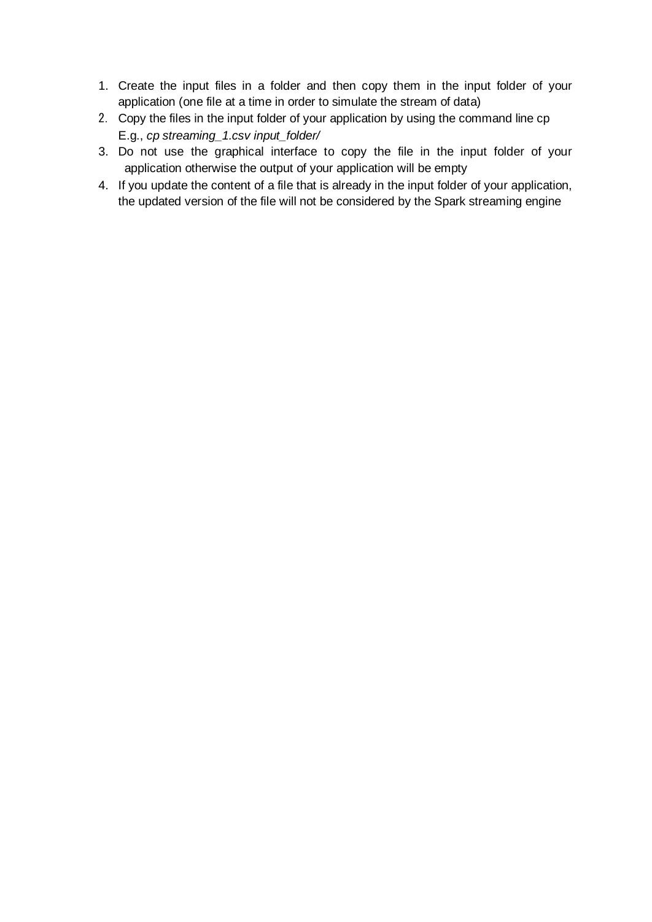1. Create the input files in a folder and then copy them in the input folder of your application (one file at a time in order to simulate the stream of data)
2. Copy the files in the input folder of your application by using the command line cp  
   E.g., *cp streaming_1.csv input_folder/*
3. Do not use the graphical interface to copy the file in the input folder of your application otherwise the output of your application will be empty
4. If you update the content of a file that is already in the input folder of your application, the updated version of the file will not be considered by the Spark streaming engine